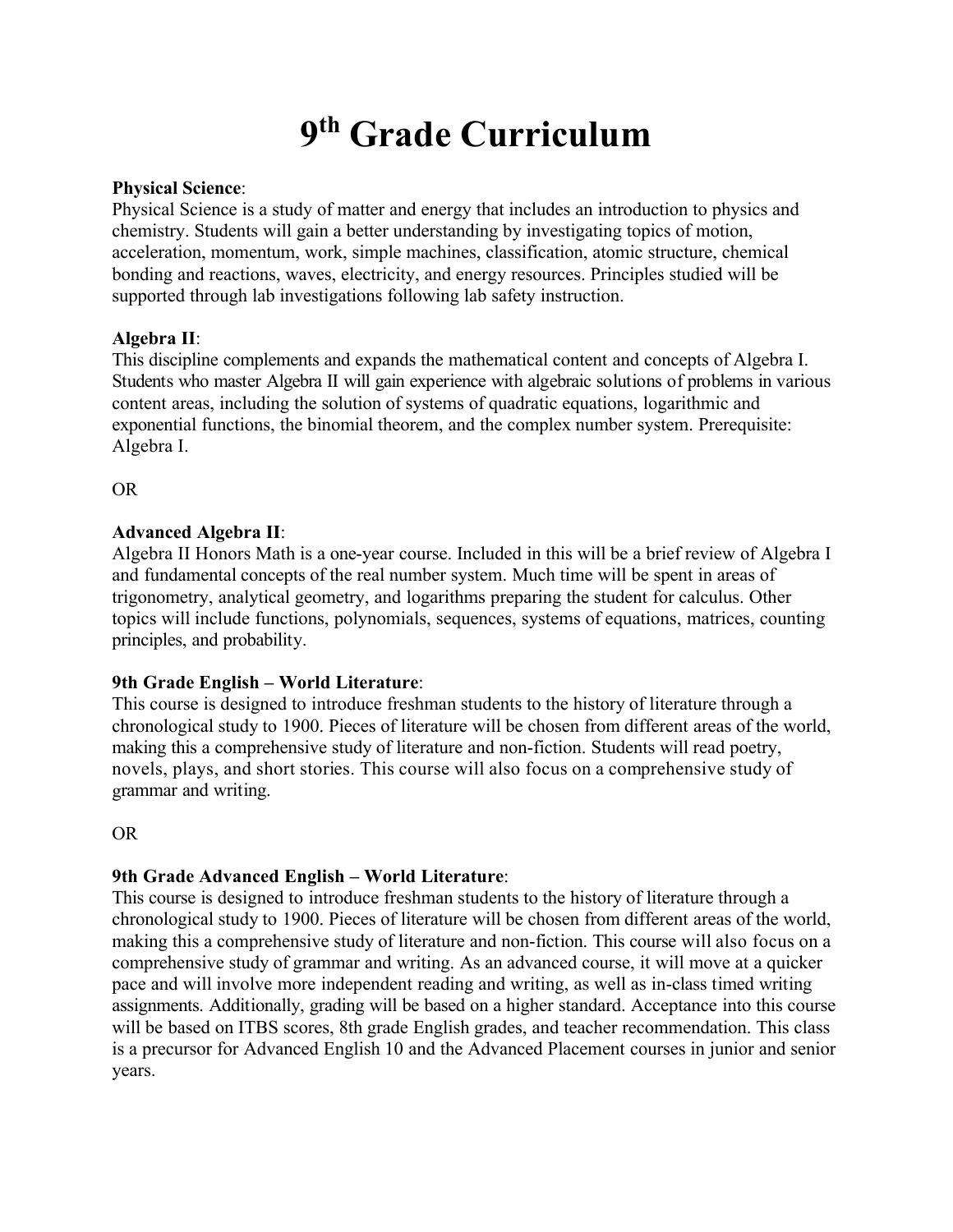# 9th Grade Curriculum

**Physical Science**:
Physical Science is a study of matter and energy that includes an introduction to physics and chemistry. Students will gain a better understanding by investigating topics of motion, acceleration, momentum, work, simple machines, classification, atomic structure, chemical bonding and reactions, waves, electricity, and energy resources. Principles studied will be supported through lab investigations following lab safety instruction.

**Algebra II**:
This discipline complements and expands the mathematical content and concepts of Algebra I. Students who master Algebra II will gain experience with algebraic solutions of problems in various content areas, including the solution of systems of quadratic equations, logarithmic and exponential functions, the binomial theorem, and the complex number system. Prerequisite: Algebra I.

OR

**Advanced Algebra II**:
Algebra II Honors Math is a one-year course. Included in this will be a brief review of Algebra I and fundamental concepts of the real number system. Much time will be spent in areas of trigonometry, analytical geometry, and logarithms preparing the student for calculus. Other topics will include functions, polynomials, sequences, systems of equations, matrices, counting principles, and probability.

**9th Grade English – World Literature**:
This course is designed to introduce freshman students to the history of literature through a chronological study to 1900. Pieces of literature will be chosen from different areas of the world, making this a comprehensive study of literature and non-fiction. Students will read poetry, novels, plays, and short stories. This course will also focus on a comprehensive study of grammar and writing.

OR

**9th Grade Advanced English – World Literature**:
This course is designed to introduce freshman students to the history of literature through a chronological study to 1900. Pieces of literature will be chosen from different areas of the world, making this a comprehensive study of literature and non-fiction. This course will also focus on a comprehensive study of grammar and writing. As an advanced course, it will move at a quicker pace and will involve more independent reading and writing, as well as in-class timed writing assignments. Additionally, grading will be based on a higher standard. Acceptance into this course will be based on ITBS scores, 8th grade English grades, and teacher recommendation. This class is a precursor for Advanced English 10 and the Advanced Placement courses in junior and senior years.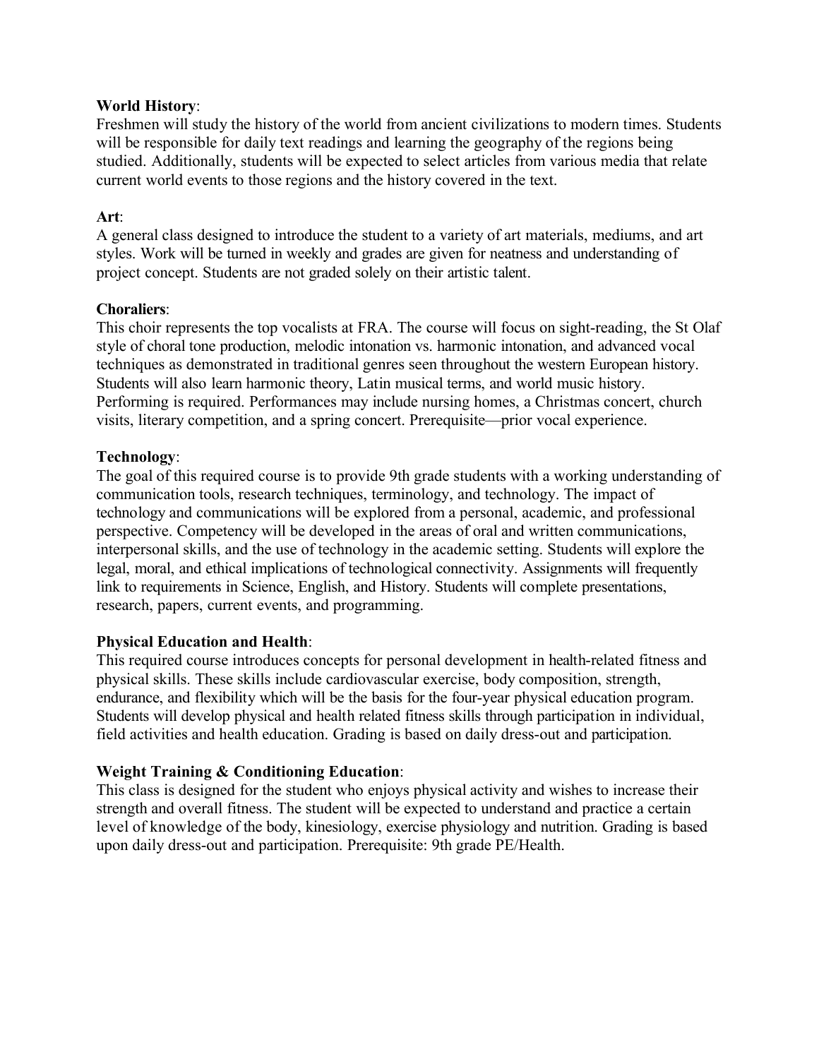**World History**:
Freshmen will study the history of the world from ancient civilizations to modern times. Students will be responsible for daily text readings and learning the geography of the regions being studied. Additionally, students will be expected to select articles from various media that relate current world events to those regions and the history covered in the text.

**Art**:
A general class designed to introduce the student to a variety of art materials, mediums, and art styles. Work will be turned in weekly and grades are given for neatness and understanding of project concept. Students are not graded solely on their artistic talent.

**Choraliers**:
This choir represents the top vocalists at FRA. The course will focus on sight-reading, the St Olaf style of choral tone production, melodic intonation vs. harmonic intonation, and advanced vocal techniques as demonstrated in traditional genres seen throughout the western European history. Students will also learn harmonic theory, Latin musical terms, and world music history. Performing is required. Performances may include nursing homes, a Christmas concert, church visits, literary competition, and a spring concert. Prerequisite—prior vocal experience.

**Technology**:
The goal of this required course is to provide 9th grade students with a working understanding of communication tools, research techniques, terminology, and technology. The impact of technology and communications will be explored from a personal, academic, and professional perspective. Competency will be developed in the areas of oral and written communications, interpersonal skills, and the use of technology in the academic setting. Students will explore the legal, moral, and ethical implications of technological connectivity. Assignments will frequently link to requirements in Science, English, and History. Students will complete presentations, research, papers, current events, and programming.

**Physical Education and Health**:
This required course introduces concepts for personal development in health-related fitness and physical skills. These skills include cardiovascular exercise, body composition, strength, endurance, and flexibility which will be the basis for the four-year physical education program. Students will develop physical and health related fitness skills through participation in individual, field activities and health education. Grading is based on daily dress-out and participation.

**Weight Training & Conditioning Education**:
This class is designed for the student who enjoys physical activity and wishes to increase their strength and overall fitness. The student will be expected to understand and practice a certain level of knowledge of the body, kinesiology, exercise physiology and nutrition. Grading is based upon daily dress-out and participation. Prerequisite: 9th grade PE/Health.